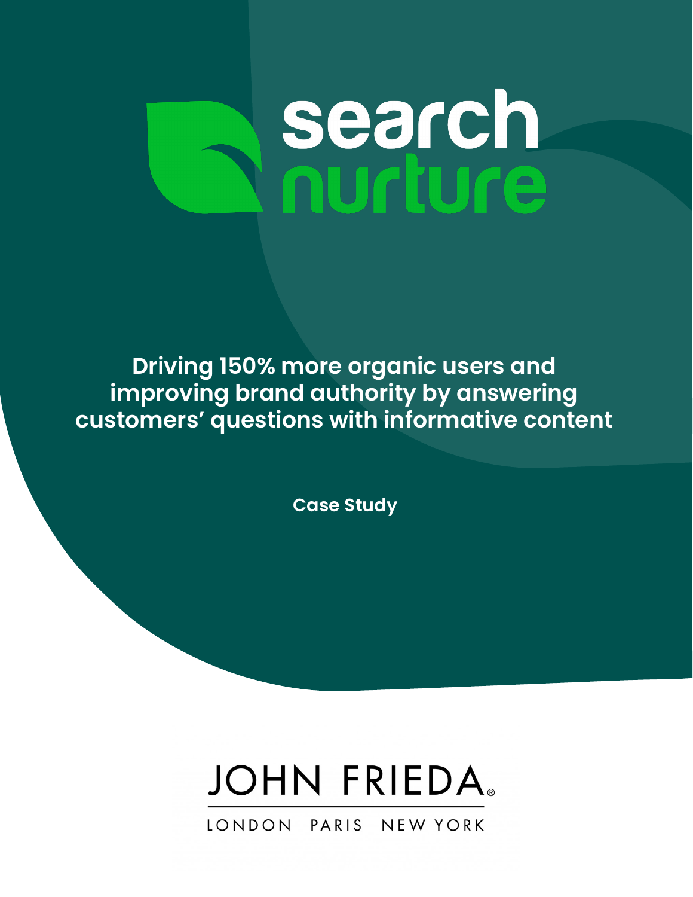search nurture

# Driving 150% more organic users and improving brand authority by answering customers' questions with informative content

**Case Study**

JOHN FRIEDA®

LONDON PARIS NEW YORK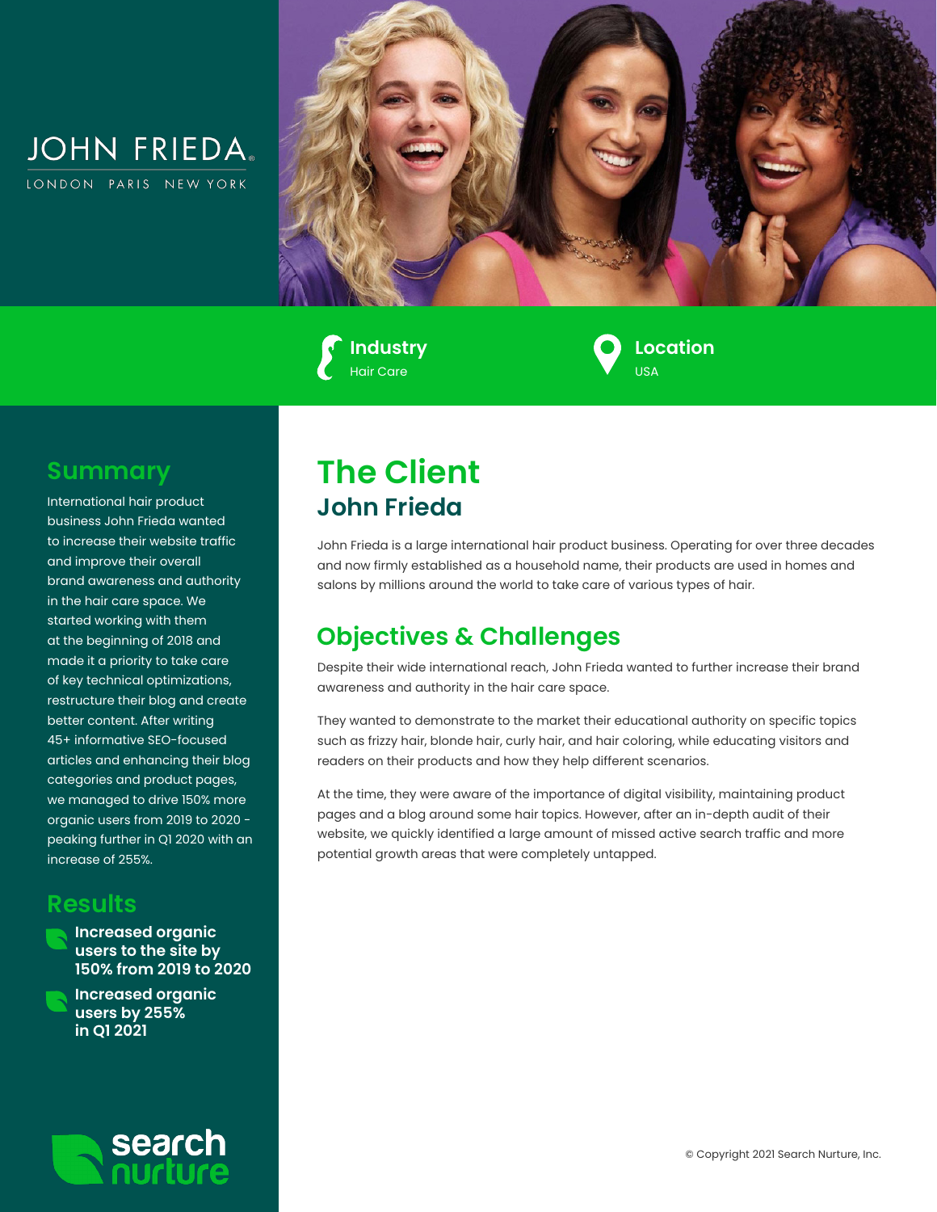JOHN FRIEDA

LONDON PARIS NEW YORK

**Industry**
Hair Care

**Location**
USA

## Summary

International hair product business John Frieda wanted to increase their website traffic and improve their overall brand awareness and authority in the hair care space. We started working with them at the beginning of 2018 and made it a priority to take care of key technical optimizations, restructure their blog and create better content. After writing 45+ informative SEO-focused articles and enhancing their blog categories and product pages, we managed to drive 150% more organic users from 2019 to 2020 - peaking further in Q1 2020 with an increase of 255%.

## Results

- **Increased organic users to the site by 150% from 2019 to 2020**
- **Increased organic users by 255% in Q1 2021**

# The Client

## John Frieda

John Frieda is a large international hair product business. Operating for over three decades and now firmly established as a household name, their products are used in homes and salons by millions around the world to take care of various types of hair.

## Objectives & Challenges

Despite their wide international reach, John Frieda wanted to further increase their brand awareness and authority in the hair care space.

They wanted to demonstrate to the market their educational authority on specific topics such as frizzy hair, blonde hair, curly hair, and hair coloring, while educating visitors and readers on their products and how they help different scenarios.

At the time, they were aware of the importance of digital visibility, maintaining product pages and a blog around some hair topics. However, after an in-depth audit of their website, we quickly identified a large amount of missed active search traffic and more potential growth areas that were completely untapped.

search nurture

© Copyright 2021 Search Nurture, Inc.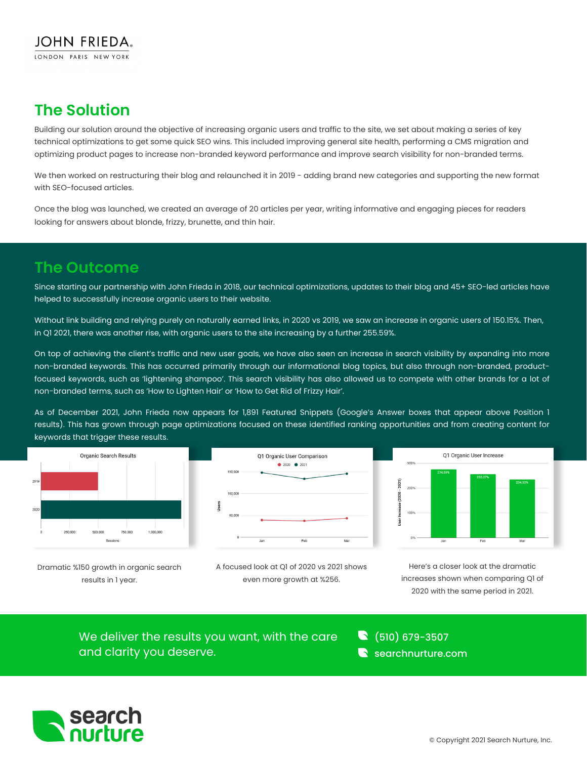JOHN FRIEDA

LONDON PARIS NEW YORK

## The Solution

Building our solution around the objective of increasing organic users and traffic to the site, we set about making a series of key technical optimizations to get some quick SEO wins. This included improving general site health, performing a CMS migration and optimizing product pages to increase non-branded keyword performance and improve search visibility for non-branded terms.

We then worked on restructuring their blog and relaunched it in 2019 - adding brand new categories and supporting the new format with SEO-focused articles.

Once the blog was launched, we created an average of 20 articles per year, writing informative and engaging pieces for readers looking for answers about blonde, frizzy, brunette, and thin hair.

## The Outcome

Since starting our partnership with John Frieda in 2018, our technical optimizations, updates to their blog and 45+ SEO-led articles have helped to successfully increase organic users to their website.

Without link building and relying purely on naturally earned links, in 2020 vs 2019, we saw an increase in organic users of 150.15%. Then, in Q1 2021, there was another rise, with organic users to the site increasing by a further 255.59%.

On top of achieving the client's traffic and new user goals, we have also seen an increase in search visibility by expanding into more non-branded keywords. This has occurred primarily through our informational blog topics, but also through non-branded, product-focused keywords, such as 'lightening shampoo'. This search visibility has also allowed us to compete with other brands for a lot of non-branded terms, such as 'How to Lighten Hair' or 'How to Get Rid of Frizzy Hair'.

As of December 2021, John Frieda now appears for 1,891 Featured Snippets (Google's Answer boxes that appear above Position 1 results). This has grown through page optimizations focused on these identified ranking opportunities and from creating content for keywords that trigger these results.

Organic Search Results

2019
2020
0
250,000
500,000
750,000
1,000,000
Sessions

Dramatic %150 growth in organic search results in 1 year.

Q1 Organic User Comparison

2020
2021
150,000
100,000
50,000
0
Users
Jan
Feb
Mar

A focused look at Q1 of 2020 vs 2021 shows even more growth at %256.

Q1 Organic User Increase

300%
200%
100%
0%
User Increase (2020 - 2021)
274.59%
255.27%
234.53%
Jan
Feb
Mar

Here's a closer look at the dramatic increases shown when comparing Q1 of 2020 with the same period in 2021.

We deliver the results you want, with the care and clarity you deserve.

(510) 679-3507

searchnurture.com

search nurture

© Copyright 2021 Search Nurture, Inc.